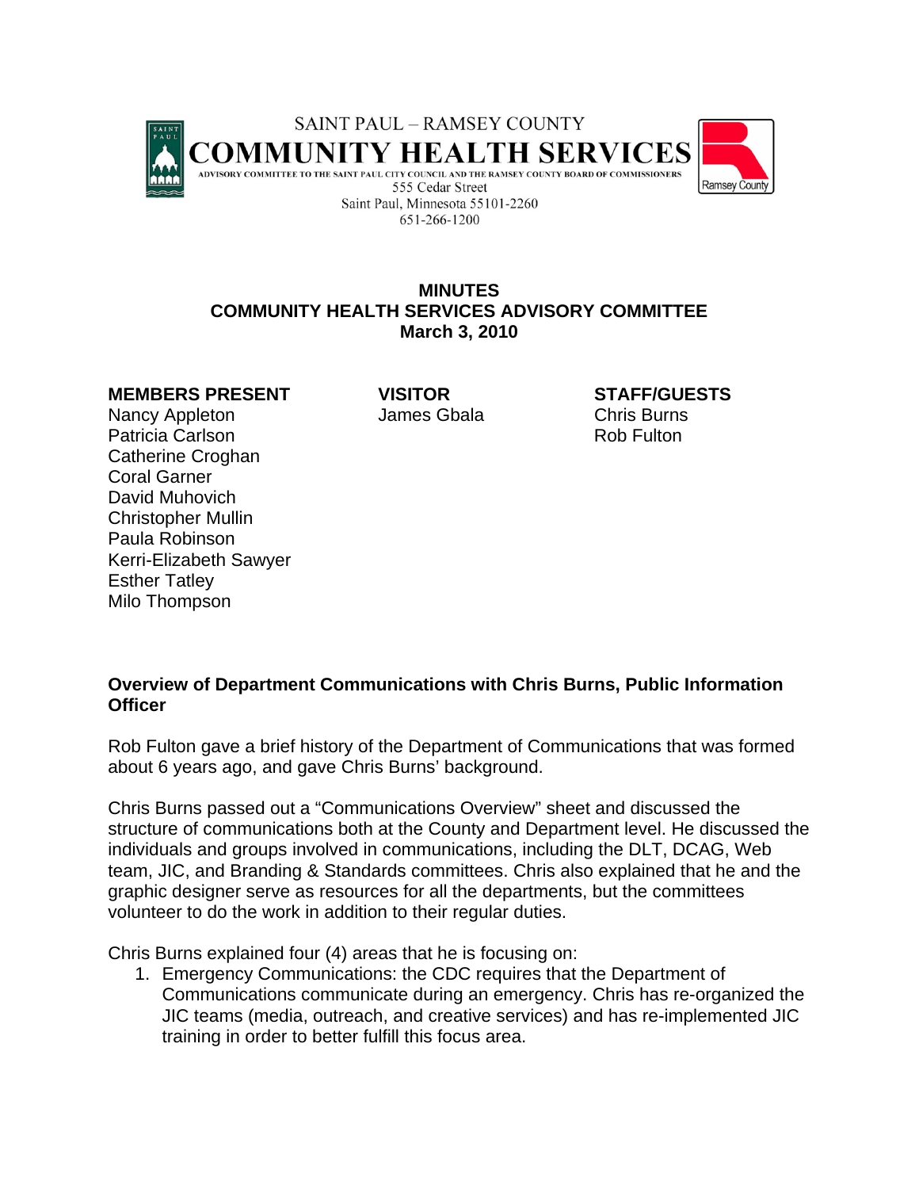SAINT PAUL – RAMSEY COUNTY
**COMMUNITY HEALTH SERVICES**
ADVISORY COMMITTEE TO THE SAINT PAUL CITY COUNCIL AND THE RAMSEY COUNTY BOARD OF COMMISSIONERS
555 Cedar Street
Saint Paul, Minnesota 55101-2260
651-266-1200

# MINUTES
## COMMUNITY HEALTH SERVICES ADVISORY COMMITTEE
## March 3, 2010

| MEMBERS PRESENT | VISITOR | STAFF/GUESTS |
|---|---|---|
| Nancy Appleton | James Gbala | Chris Burns |
| Patricia Carlson | | Rob Fulton |
| Catherine Croghan | | |
| Coral Garner | | |
| David Muhovich | | |
| Christopher Mullin | | |
| Paula Robinson | | |
| Kerri-Elizabeth Sawyer | | |
| Esther Tatley | | |
| Milo Thompson | | |

**Overview of Department Communications with Chris Burns, Public Information Officer**

Rob Fulton gave a brief history of the Department of Communications that was formed about 6 years ago, and gave Chris Burns' background.

Chris Burns passed out a "Communications Overview" sheet and discussed the structure of communications both at the County and Department level. He discussed the individuals and groups involved in communications, including the DLT, DCAG, Web team, JIC, and Branding & Standards committees. Chris also explained that he and the graphic designer serve as resources for all the departments, but the committees volunteer to do the work in addition to their regular duties.

Chris Burns explained four (4) areas that he is focusing on:

1. Emergency Communications: the CDC requires that the Department of Communications communicate during an emergency. Chris has re-organized the JIC teams (media, outreach, and creative services) and has re-implemented JIC training in order to better fulfill this focus area.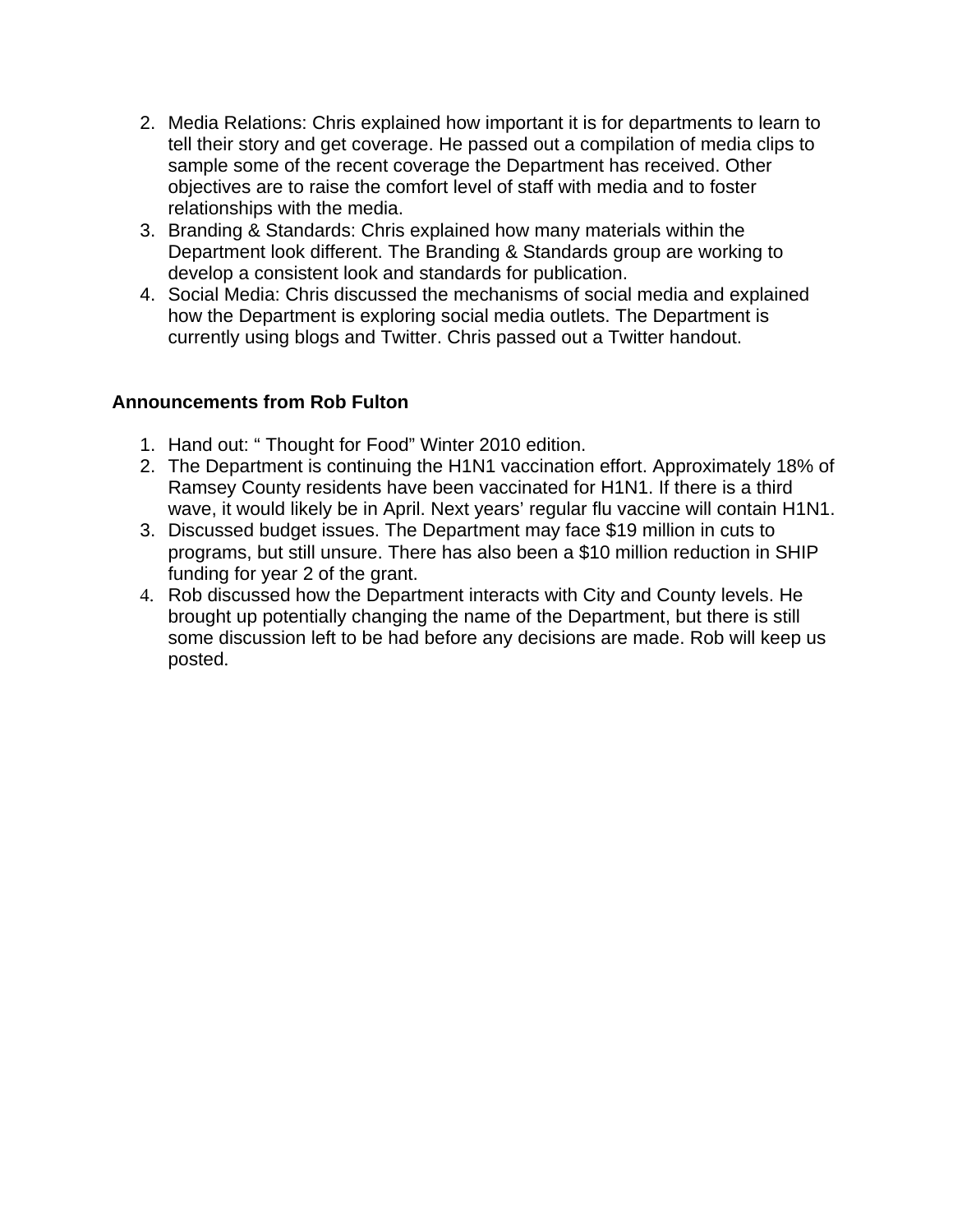2. Media Relations: Chris explained how important it is for departments to learn to tell their story and get coverage. He passed out a compilation of media clips to sample some of the recent coverage the Department has received. Other objectives are to raise the comfort level of staff with media and to foster relationships with the media.
3. Branding & Standards: Chris explained how many materials within the Department look different. The Branding & Standards group are working to develop a consistent look and standards for publication.
4. Social Media: Chris discussed the mechanisms of social media and explained how the Department is exploring social media outlets. The Department is currently using blogs and Twitter. Chris passed out a Twitter handout.

**Announcements from Rob Fulton**

1. Hand out: " Thought for Food" Winter 2010 edition.
2. The Department is continuing the H1N1 vaccination effort. Approximately 18% of Ramsey County residents have been vaccinated for H1N1. If there is a third wave, it would likely be in April. Next years' regular flu vaccine will contain H1N1.
3. Discussed budget issues. The Department may face $19 million in cuts to programs, but still unsure. There has also been a $10 million reduction in SHIP funding for year 2 of the grant.
4. Rob discussed how the Department interacts with City and County levels. He brought up potentially changing the name of the Department, but there is still some discussion left to be had before any decisions are made. Rob will keep us posted.